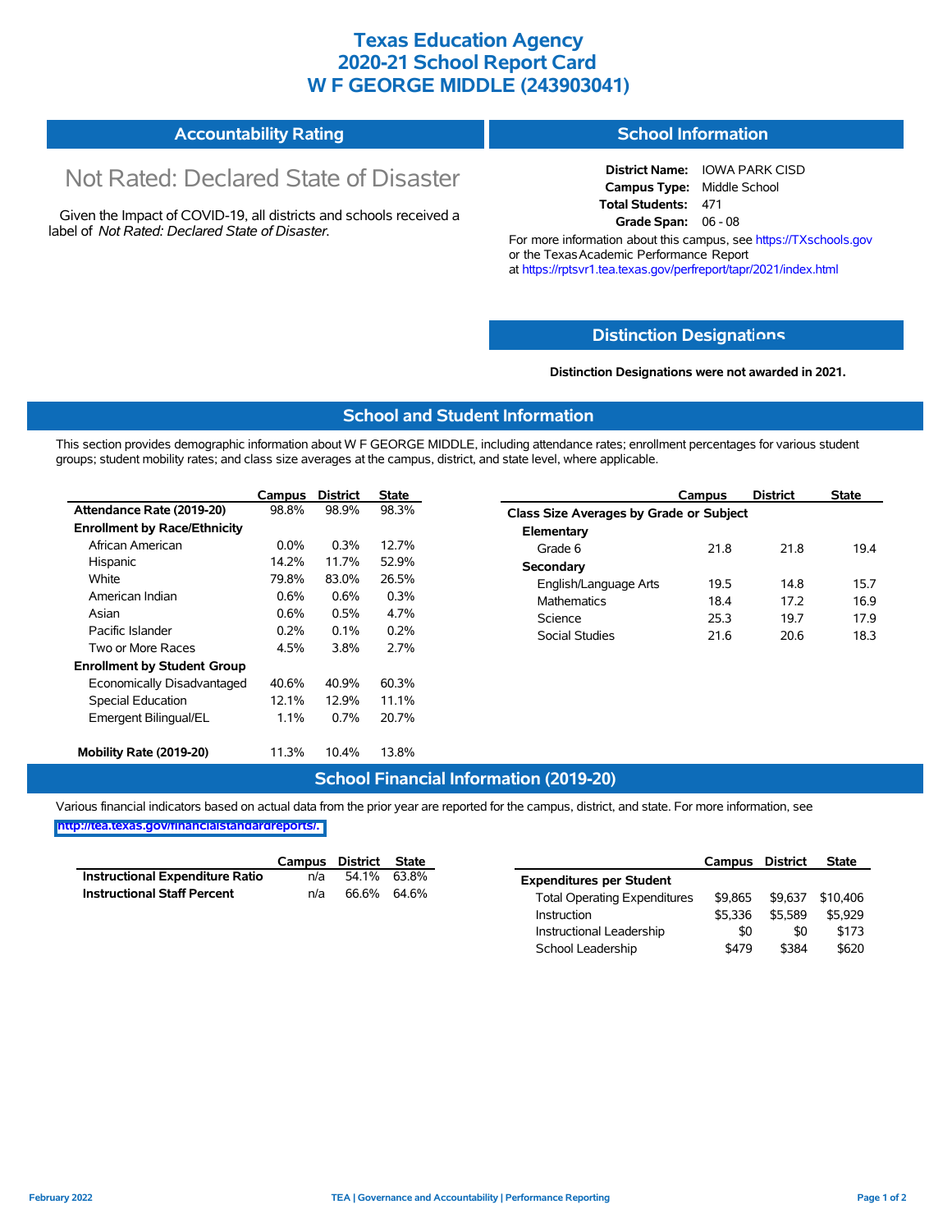# Texas Education Agency
# 2020-21 School Report Card
# W F GEORGE MIDDLE (243903041)

## Accountability Rating

Not Rated: Declared State of Disaster

Given the Impact of COVID-19, all districts and schools received a label of *Not Rated: Declared State of Disaster*.

## School Information

**District Name:** IOWA PARK CISD
**Campus Type:** Middle School
**Total Students:** 471
**Grade Span:** 06 - 08

For more information about this campus, see https://TXschools.gov or the Texas Academic Performance Report at https://rptsvr1.tea.texas.gov/perfreport/tapr/2021/index.html

## Distinction Designations

**Distinction Designations were not awarded in 2021.**

## School and Student Information

This section provides demographic information about W F GEORGE MIDDLE, including attendance rates; enrollment percentages for various student groups; student mobility rates; and class size averages at the campus, district, and state level, where applicable.

| | Campus | District | State |
|---|---|---|---|
| **Attendance Rate (2019-20)** | 98.8% | 98.9% | 98.3% |
| **Enrollment by Race/Ethnicity** | | | |
| African American | 0.0% | 0.3% | 12.7% |
| Hispanic | 14.2% | 11.7% | 52.9% |
| White | 79.8% | 83.0% | 26.5% |
| American Indian | 0.6% | 0.6% | 0.3% |
| Asian | 0.6% | 0.5% | 4.7% |
| Pacific Islander | 0.2% | 0.1% | 0.2% |
| Two or More Races | 4.5% | 3.8% | 2.7% |
| **Enrollment by Student Group** | | | |
| Economically Disadvantaged | 40.6% | 40.9% | 60.3% |
| Special Education | 12.1% | 12.9% | 11.1% |
| Emergent Bilingual/EL | 1.1% | 0.7% | 20.7% |
| **Mobility Rate (2019-20)** | 11.3% | 10.4% | 13.8% |

| | Campus | District | State |
|---|---|---|---|
| **Class Size Averages by Grade or Subject** | | | |
| **Elementary** | | | |
| Grade 6 | 21.8 | 21.8 | 19.4 |
| **Secondary** | | | |
| English/Language Arts | 19.5 | 14.8 | 15.7 |
| Mathematics | 18.4 | 17.2 | 16.9 |
| Science | 25.3 | 19.7 | 17.9 |
| Social Studies | 21.6 | 20.6 | 18.3 |

## School Financial Information (2019-20)

Various financial indicators based on actual data from the prior year are reported for the campus, district, and state. For more information, see http://tea.texas.gov/financialstandardreports/.

| | Campus | District | State |
|---|---|---|---|
| **Instructional Expenditure Ratio** | n/a | 54.1% | 63.8% |
| **Instructional Staff Percent** | n/a | 66.6% | 64.6% |

| | Campus | District | State |
|---|---|---|---|
| **Expenditures per Student** | | | |
| Total Operating Expenditures | $9,865 | $9,637 | $10,406 |
| Instruction | $5,336 | $5,589 | $5,929 |
| Instructional Leadership | $0 | $0 | $173 |
| School Leadership | $479 | $384 | $620 |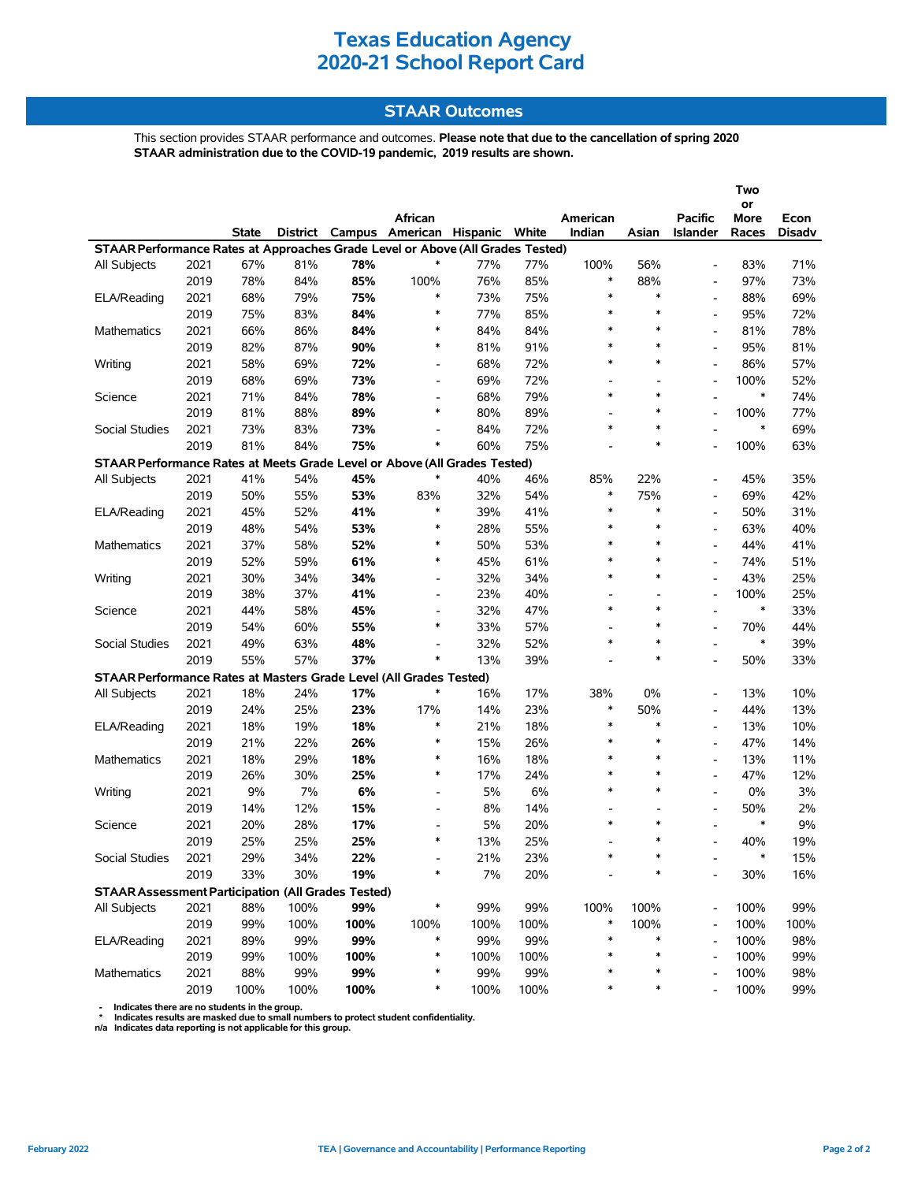# Texas Education Agency
# 2020-21 School Report Card

## STAAR Outcomes

This section provides STAAR performance and outcomes. **Please note that due to the cancellation of spring 2020 STAAR administration due to the COVID-19 pandemic, 2019 results are shown.**

| | | State | District | Campus | African American | Hispanic | White | American Indian | Asian | Pacific Islander | Two or More Races | Econ Disadv |
|---|---|---|---|---|---|---|---|---|---|---|---|---|
| **STAAR Performance Rates at Approaches Grade Level or Above (All Grades Tested)** | | | | | | | | | | | | |
| All Subjects | 2021 | 67% | 81% | **78%** | * | 77% | 77% | 100% | 56% | - | 83% | 71% |
| | 2019 | 78% | 84% | **85%** | 100% | 76% | 85% | * | 88% | - | 97% | 73% |
| ELA/Reading | 2021 | 68% | 79% | **75%** | * | 73% | 75% | * | * | - | 88% | 69% |
| | 2019 | 75% | 83% | **84%** | * | 77% | 85% | * | * | - | 95% | 72% |
| Mathematics | 2021 | 66% | 86% | **84%** | * | 84% | 84% | * | * | - | 81% | 78% |
| | 2019 | 82% | 87% | **90%** | * | 81% | 91% | * | * | - | 95% | 81% |
| Writing | 2021 | 58% | 69% | **72%** | - | 68% | 72% | * | * | - | 86% | 57% |
| | 2019 | 68% | 69% | **73%** | - | 69% | 72% | - | - | - | 100% | 52% |
| Science | 2021 | 71% | 84% | **78%** | - | 68% | 79% | * | * | - | * | 74% |
| | 2019 | 81% | 88% | **89%** | * | 80% | 89% | - | * | - | 100% | 77% |
| Social Studies | 2021 | 73% | 83% | **73%** | - | 84% | 72% | * | * | - | * | 69% |
| | 2019 | 81% | 84% | **75%** | * | 60% | 75% | - | * | - | 100% | 63% |
| **STAAR Performance Rates at Meets Grade Level or Above (All Grades Tested)** | | | | | | | | | | | | |
| All Subjects | 2021 | 41% | 54% | **45%** | * | 40% | 46% | 85% | 22% | - | 45% | 35% |
| | 2019 | 50% | 55% | **53%** | 83% | 32% | 54% | * | 75% | - | 69% | 42% |
| ELA/Reading | 2021 | 45% | 52% | **41%** | * | 39% | 41% | * | * | - | 50% | 31% |
| | 2019 | 48% | 54% | **53%** | * | 28% | 55% | * | * | - | 63% | 40% |
| Mathematics | 2021 | 37% | 58% | **52%** | * | 50% | 53% | * | * | - | 44% | 41% |
| | 2019 | 52% | 59% | **61%** | * | 45% | 61% | * | * | - | 74% | 51% |
| Writing | 2021 | 30% | 34% | **34%** | - | 32% | 34% | * | * | - | 43% | 25% |
| | 2019 | 38% | 37% | **41%** | - | 23% | 40% | - | - | - | 100% | 25% |
| Science | 2021 | 44% | 58% | **45%** | - | 32% | 47% | * | * | - | * | 33% |
| | 2019 | 54% | 60% | **55%** | * | 33% | 57% | - | * | - | 70% | 44% |
| Social Studies | 2021 | 49% | 63% | **48%** | - | 32% | 52% | * | * | - | * | 39% |
| | 2019 | 55% | 57% | **37%** | * | 13% | 39% | - | * | - | 50% | 33% |
| **STAAR Performance Rates at Masters Grade Level (All Grades Tested)** | | | | | | | | | | | | |
| All Subjects | 2021 | 18% | 24% | **17%** | * | 16% | 17% | 38% | 0% | - | 13% | 10% |
| | 2019 | 24% | 25% | **23%** | 17% | 14% | 23% | * | 50% | - | 44% | 13% |
| ELA/Reading | 2021 | 18% | 19% | **18%** | * | 21% | 18% | * | * | - | 13% | 10% |
| | 2019 | 21% | 22% | **26%** | * | 15% | 26% | * | * | - | 47% | 14% |
| Mathematics | 2021 | 18% | 29% | **18%** | * | 16% | 18% | * | * | - | 13% | 11% |
| | 2019 | 26% | 30% | **25%** | * | 17% | 24% | * | * | - | 47% | 12% |
| Writing | 2021 | 9% | 7% | **6%** | - | 5% | 6% | * | * | - | 0% | 3% |
| | 2019 | 14% | 12% | **15%** | - | 8% | 14% | - | - | - | 50% | 2% |
| Science | 2021 | 20% | 28% | **17%** | - | 5% | 20% | * | * | - | * | 9% |
| | 2019 | 25% | 25% | **25%** | * | 13% | 25% | - | * | - | 40% | 19% |
| Social Studies | 2021 | 29% | 34% | **22%** | - | 21% | 23% | * | * | - | * | 15% |
| | 2019 | 33% | 30% | **19%** | * | 7% | 20% | - | * | - | 30% | 16% |
| **STAAR Assessment Participation (All Grades Tested)** | | | | | | | | | | | | |
| All Subjects | 2021 | 88% | 100% | **99%** | * | 99% | 99% | 100% | 100% | - | 100% | 99% |
| | 2019 | 99% | 100% | **100%** | 100% | 100% | 100% | * | 100% | - | 100% | 100% |
| ELA/Reading | 2021 | 89% | 99% | **99%** | * | 99% | 99% | * | * | - | 100% | 98% |
| | 2019 | 99% | 100% | **100%** | * | 100% | 100% | * | * | - | 100% | 99% |
| Mathematics | 2021 | 88% | 99% | **99%** | * | 99% | 99% | * | * | - | 100% | 98% |
| | 2019 | 100% | 100% | **100%** | * | 100% | 100% | * | * | - | 100% | 99% |

- Indicates there are no students in the group.
* Indicates results are masked due to small numbers to protect student confidentiality.
n/a Indicates data reporting is not applicable for this group.